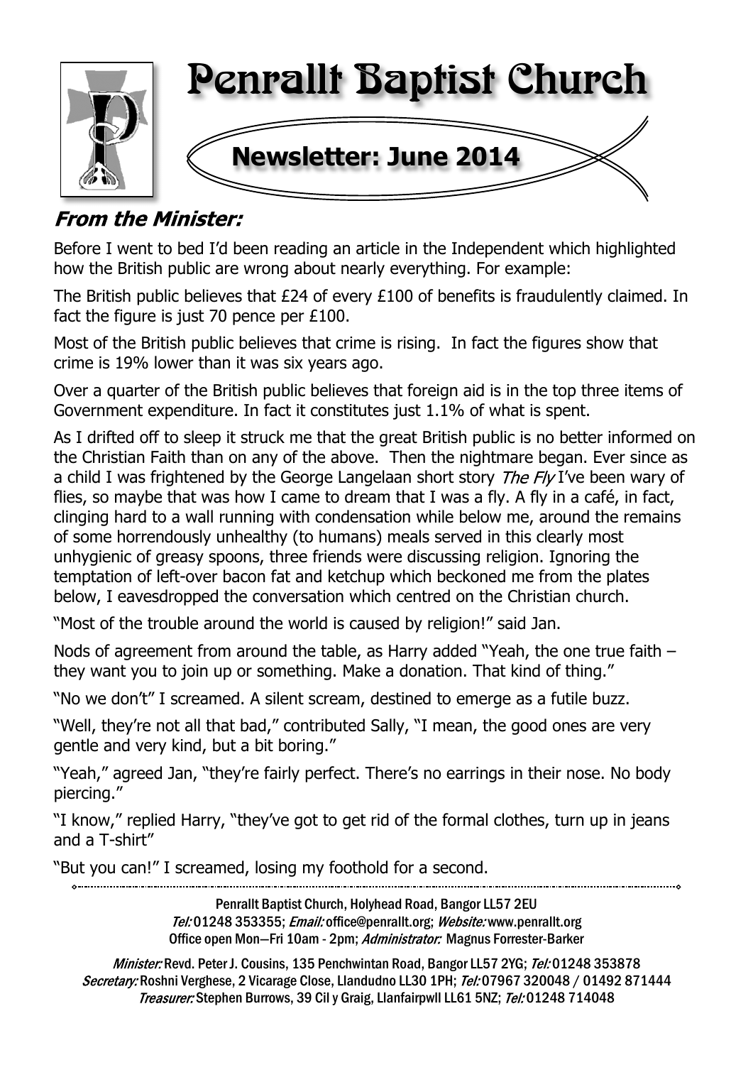# Penrallt Baptist Church

## Newsletter: June 2014

### *From the Minister:*

Before I went to bed I'd been reading an article in the Independent which highlighted how the British public are wrong about nearly everything. For example:

The British public believes that £24 of every £100 of benefits is fraudulently claimed. In fact the figure is just 70 pence per £100.

Most of the British public believes that crime is rising. In fact the figures show that crime is 19% lower than it was six years ago.

Over a quarter of the British public believes that foreign aid is in the top three items of Government expenditure. In fact it constitutes just 1.1% of what is spent.

As I drifted off to sleep it struck me that the great British public is no better informed on the Christian Faith than on any of the above. Then the nightmare began. Ever since as a child I was frightened by the George Langelaan short story *The Fly* I've been wary of flies, so maybe that was how I came to dream that I was a fly. A fly in a café, in fact, clinging hard to a wall running with condensation while below me, around the remains of some horrendously unhealthy (to humans) meals served in this clearly most unhygienic of greasy spoons, three friends were discussing religion. Ignoring the temptation of left-over bacon fat and ketchup which beckoned me from the plates below, I eavesdropped the conversation which centred on the Christian church.

"Most of the trouble around the world is caused by religion!" said Jan.

Nods of agreement from around the table, as Harry added "Yeah, the one true faith – they want you to join up or something. Make a donation. That kind of thing."

"No we don't" I screamed. A silent scream, destined to emerge as a futile buzz.

"Well, they're not all that bad," contributed Sally, "I mean, the good ones are very gentle and very kind, but a bit boring."

"Yeah," agreed Jan, "they're fairly perfect. There's no earrings in their nose. No body piercing."

"I know," replied Harry, "they've got to get rid of the formal clothes, turn up in jeans and a T-shirt"

"But you can!" I screamed, losing my foothold for a second.

---

Penrallt Baptist Church, Holyhead Road, Bangor LL57 2EU
*Tel:* 01248 353355; *Email:* office@penrallt.org; *Website:* www.penrallt.org
Office open Mon—Fri 10am - 2pm; *Administrator:* Magnus Forrester-Barker

*Minister:* Revd. Peter J. Cousins, 135 Penchwintan Road, Bangor LL57 2YG; *Tel:* 01248 353878
*Secretary:* Roshni Verghese, 2 Vicarage Close, Llandudno LL30 1PH; *Tel:* 07967 320048 / 01492 871444
*Treasurer:* Stephen Burrows, 39 Cil y Graig, Llanfairpwll LL61 5NZ; *Tel:* 01248 714048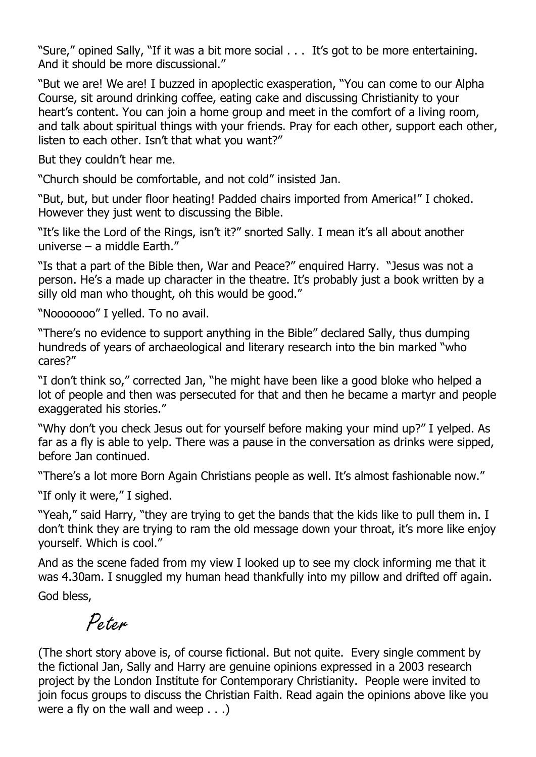"Sure," opined Sally, "If it was a bit more social . . . It's got to be more entertaining. And it should be more discussional."

"But we are! We are! I buzzed in apoplectic exasperation, "You can come to our Alpha Course, sit around drinking coffee, eating cake and discussing Christianity to your heart's content. You can join a home group and meet in the comfort of a living room, and talk about spiritual things with your friends. Pray for each other, support each other, listen to each other. Isn't that what you want?"

But they couldn't hear me.

"Church should be comfortable, and not cold" insisted Jan.

"But, but, but under floor heating! Padded chairs imported from America!" I choked. However they just went to discussing the Bible.

"It's like the Lord of the Rings, isn't it?" snorted Sally. I mean it's all about another universe – a middle Earth."

"Is that a part of the Bible then, War and Peace?" enquired Harry. "Jesus was not a person. He's a made up character in the theatre. It's probably just a book written by a silly old man who thought, oh this would be good."

"Nooooooo" I yelled. To no avail.

"There's no evidence to support anything in the Bible" declared Sally, thus dumping hundreds of years of archaeological and literary research into the bin marked "who cares?"

"I don't think so," corrected Jan, "he might have been like a good bloke who helped a lot of people and then was persecuted for that and then he became a martyr and people exaggerated his stories."

"Why don't you check Jesus out for yourself before making your mind up?" I yelped. As far as a fly is able to yelp. There was a pause in the conversation as drinks were sipped, before Jan continued.

"There's a lot more Born Again Christians people as well. It's almost fashionable now."

"If only it were," I sighed.

"Yeah," said Harry, "they are trying to get the bands that the kids like to pull them in. I don't think they are trying to ram the old message down your throat, it's more like enjoy yourself. Which is cool."

And as the scene faded from my view I looked up to see my clock informing me that it was 4.30am. I snuggled my human head thankfully into my pillow and drifted off again.

God bless,

*Peter*

(The short story above is, of course fictional. But not quite. Every single comment by the fictional Jan, Sally and Harry are genuine opinions expressed in a 2003 research project by the London Institute for Contemporary Christianity. People were invited to join focus groups to discuss the Christian Faith. Read again the opinions above like you were a fly on the wall and weep . . .)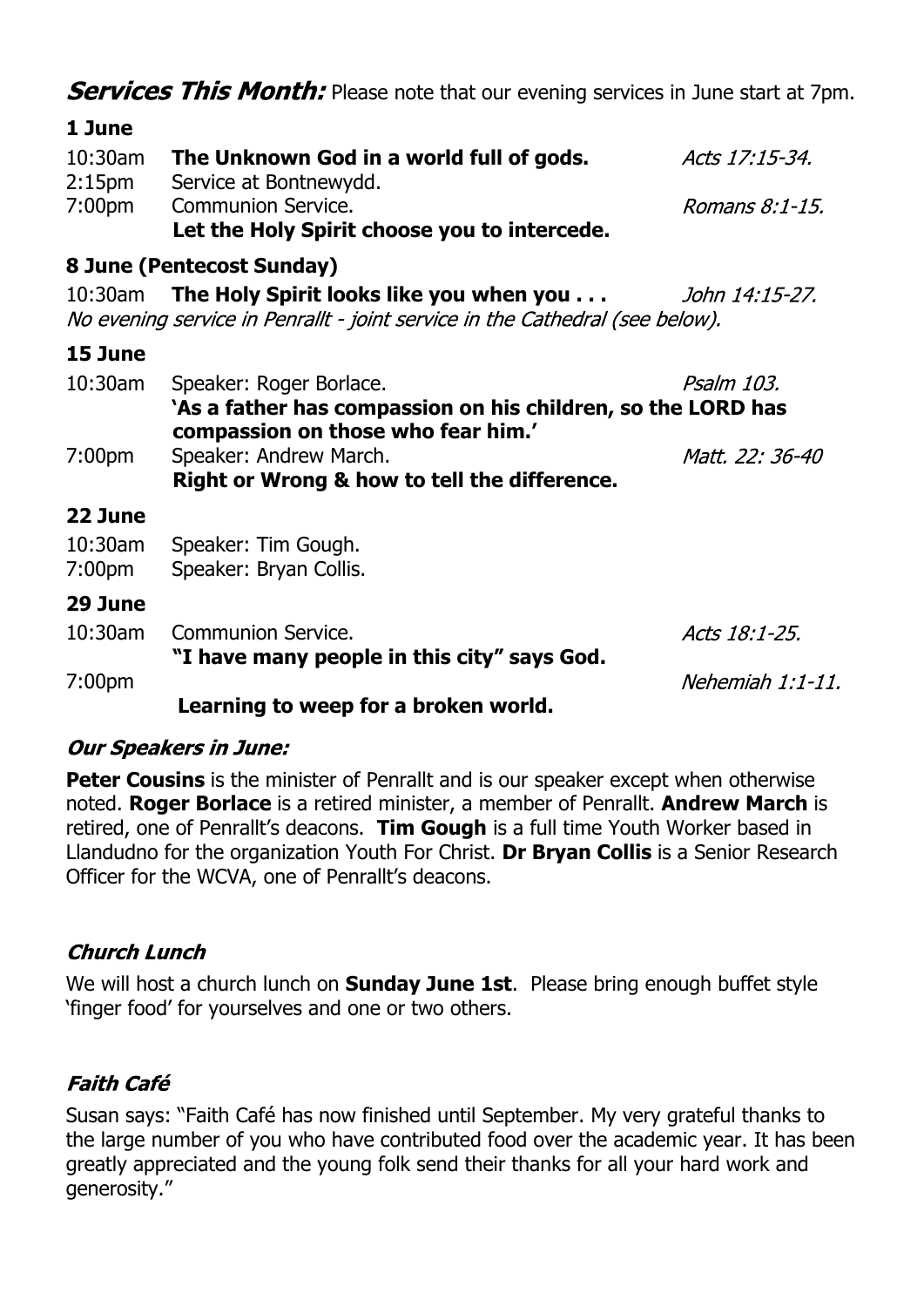***Services This Month:*** Please note that our evening services in June start at 7pm.

**1 June**

| | | |
|---|---|---|
| 10:30am | **The Unknown God in a world full of gods.** | *Acts 17:15-34.* |
| 2:15pm | Service at Bontnewydd. | |
| 7:00pm | Communion Service. **Let the Holy Spirit choose you to intercede.** | *Romans 8:1-15.* |

**8 June (Pentecost Sunday)**

| | | |
|---|---|---|
| 10:30am | **The Holy Spirit looks like you when you . . .** | *John 14:15-27.* |

*No evening service in Penrallt - joint service in the Cathedral (see below).*

**15 June**

| | | |
|---|---|---|
| 10:30am | Speaker: Roger Borlace. **'As a father has compassion on his children, so the LORD has compassion on those who fear him.'** | *Psalm 103.* |
| 7:00pm | Speaker: Andrew March. **Right or Wrong & how to tell the difference.** | *Matt. 22: 36-40* |

**22 June**

| | | |
|---|---|---|
| 10:30am | Speaker: Tim Gough. | |
| 7:00pm | Speaker: Bryan Collis. | |

**29 June**

| | | |
|---|---|---|
| 10:30am | Communion Service. **"I have many people in this city" says God.** | *Acts 18:1-25.* |
| 7:00pm | **Learning to weep for a broken world.** | *Nehemiah 1:1-11.* |

### *Our Speakers in June:*

**Peter Cousins** is the minister of Penrallt and is our speaker except when otherwise noted. **Roger Borlace** is a retired minister, a member of Penrallt. **Andrew March** is retired, one of Penrallt's deacons. **Tim Gough** is a full time Youth Worker based in Llandudno for the organization Youth For Christ. **Dr Bryan Collis** is a Senior Research Officer for the WCVA, one of Penrallt's deacons.

### *Church Lunch*

We will host a church lunch on **Sunday June 1st**. Please bring enough buffet style 'finger food' for yourselves and one or two others.

### *Faith Café*

Susan says: "Faith Café has now finished until September. My very grateful thanks to the large number of you who have contributed food over the academic year. It has been greatly appreciated and the young folk send their thanks for all your hard work and generosity."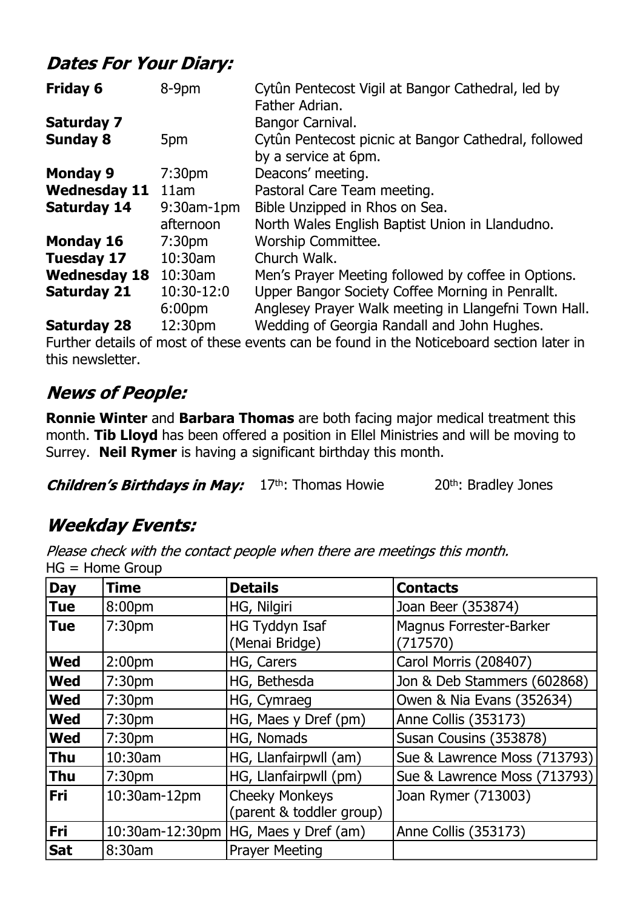## *Dates For Your Diary:*

| | | |
|---|---|---|
| **Friday 6** | 8-9pm | Cytûn Pentecost Vigil at Bangor Cathedral, led by Father Adrian. |
| **Saturday 7** | | Bangor Carnival. |
| **Sunday 8** | 5pm | Cytûn Pentecost picnic at Bangor Cathedral, followed by a service at 6pm. |
| **Monday 9** | 7:30pm | Deacons' meeting. |
| **Wednesday 11** | 11am | Pastoral Care Team meeting. |
| **Saturday 14** | 9:30am-1pm | Bible Unzipped in Rhos on Sea. |
| | afternoon | North Wales English Baptist Union in Llandudno. |
| **Monday 16** | 7:30pm | Worship Committee. |
| **Tuesday 17** | 10:30am | Church Walk. |
| **Wednesday 18** | 10:30am | Men's Prayer Meeting followed by coffee in Options. |
| **Saturday 21** | 10:30-12:0 | Upper Bangor Society Coffee Morning in Penrallt. |
| | 6:00pm | Anglesey Prayer Walk meeting in Llangefni Town Hall. |
| **Saturday 28** | 12:30pm | Wedding of Georgia Randall and John Hughes. |

Further details of most of these events can be found in the Noticeboard section later in this newsletter.

## *News of People:*

**Ronnie Winter** and **Barbara Thomas** are both facing major medical treatment this month. **Tib Lloyd** has been offered a position in Ellel Ministries and will be moving to Surrey. **Neil Rymer** is having a significant birthday this month.

***Children's Birthdays in May:*** 17th: Thomas Howie 20th: Bradley Jones

## *Weekday Events:*

*Please check with the contact people when there are meetings this month.*
HG = Home Group

| Day | Time | Details | Contacts |
|---|---|---|---|
| **Tue** | 8:00pm | HG, Nilgiri | Joan Beer (353874) |
| **Tue** | 7:30pm | HG Tyddyn Isaf (Menai Bridge) | Magnus Forrester-Barker (717570) |
| **Wed** | 2:00pm | HG, Carers | Carol Morris (208407) |
| **Wed** | 7:30pm | HG, Bethesda | Jon & Deb Stammers (602868) |
| **Wed** | 7:30pm | HG, Cymraeg | Owen & Nia Evans (352634) |
| **Wed** | 7:30pm | HG, Maes y Dref (pm) | Anne Collis (353173) |
| **Wed** | 7:30pm | HG, Nomads | Susan Cousins (353878) |
| **Thu** | 10:30am | HG, Llanfairpwll (am) | Sue & Lawrence Moss (713793) |
| **Thu** | 7:30pm | HG, Llanfairpwll (pm) | Sue & Lawrence Moss (713793) |
| **Fri** | 10:30am-12pm | Cheeky Monkeys (parent & toddler group) | Joan Rymer (713003) |
| **Fri** | 10:30am-12:30pm | HG, Maes y Dref (am) | Anne Collis (353173) |
| **Sat** | 8:30am | Prayer Meeting | |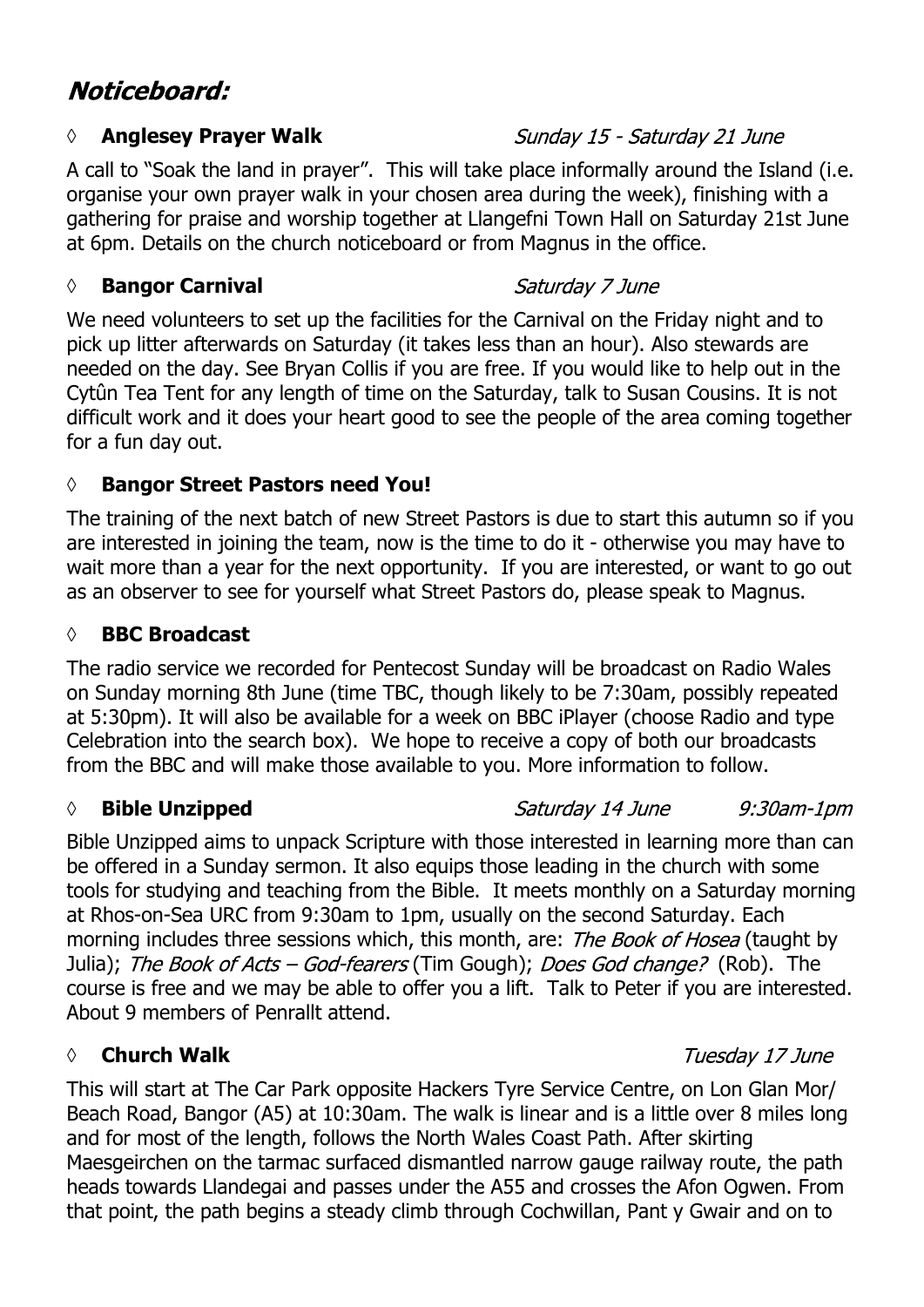# Noticeboard:

### ◊ Anglesey Prayer Walk *Sunday 15 - Saturday 21 June*

A call to "Soak the land in prayer". This will take place informally around the Island (i.e. organise your own prayer walk in your chosen area during the week), finishing with a gathering for praise and worship together at Llangefni Town Hall on Saturday 21st June at 6pm. Details on the church noticeboard or from Magnus in the office.

### ◊ Bangor Carnival *Saturday 7 June*

We need volunteers to set up the facilities for the Carnival on the Friday night and to pick up litter afterwards on Saturday (it takes less than an hour). Also stewards are needed on the day. See Bryan Collis if you are free. If you would like to help out in the Cytûn Tea Tent for any length of time on the Saturday, talk to Susan Cousins. It is not difficult work and it does your heart good to see the people of the area coming together for a fun day out.

### ◊ Bangor Street Pastors need You!

The training of the next batch of new Street Pastors is due to start this autumn so if you are interested in joining the team, now is the time to do it - otherwise you may have to wait more than a year for the next opportunity. If you are interested, or want to go out as an observer to see for yourself what Street Pastors do, please speak to Magnus.

### ◊ BBC Broadcast

The radio service we recorded for Pentecost Sunday will be broadcast on Radio Wales on Sunday morning 8th June (time TBC, though likely to be 7:30am, possibly repeated at 5:30pm). It will also be available for a week on BBC iPlayer (choose Radio and type Celebration into the search box). We hope to receive a copy of both our broadcasts from the BBC and will make those available to you. More information to follow.

### ◊ Bible Unzipped *Saturday 14 June 9:30am-1pm*

Bible Unzipped aims to unpack Scripture with those interested in learning more than can be offered in a Sunday sermon. It also equips those leading in the church with some tools for studying and teaching from the Bible. It meets monthly on a Saturday morning at Rhos-on-Sea URC from 9:30am to 1pm, usually on the second Saturday. Each morning includes three sessions which, this month, are: *The Book of Hosea* (taught by Julia); *The Book of Acts – God-fearers* (Tim Gough); *Does God change?* (Rob). The course is free and we may be able to offer you a lift. Talk to Peter if you are interested. About 9 members of Penrallt attend.

### ◊ Church Walk *Tuesday 17 June*

This will start at The Car Park opposite Hackers Tyre Service Centre, on Lon Glan Mor/ Beach Road, Bangor (A5) at 10:30am. The walk is linear and is a little over 8 miles long and for most of the length, follows the North Wales Coast Path. After skirting Maesgeirchen on the tarmac surfaced dismantled narrow gauge railway route, the path heads towards Llandegai and passes under the A55 and crosses the Afon Ogwen. From that point, the path begins a steady climb through Cochwillan, Pant y Gwair and on to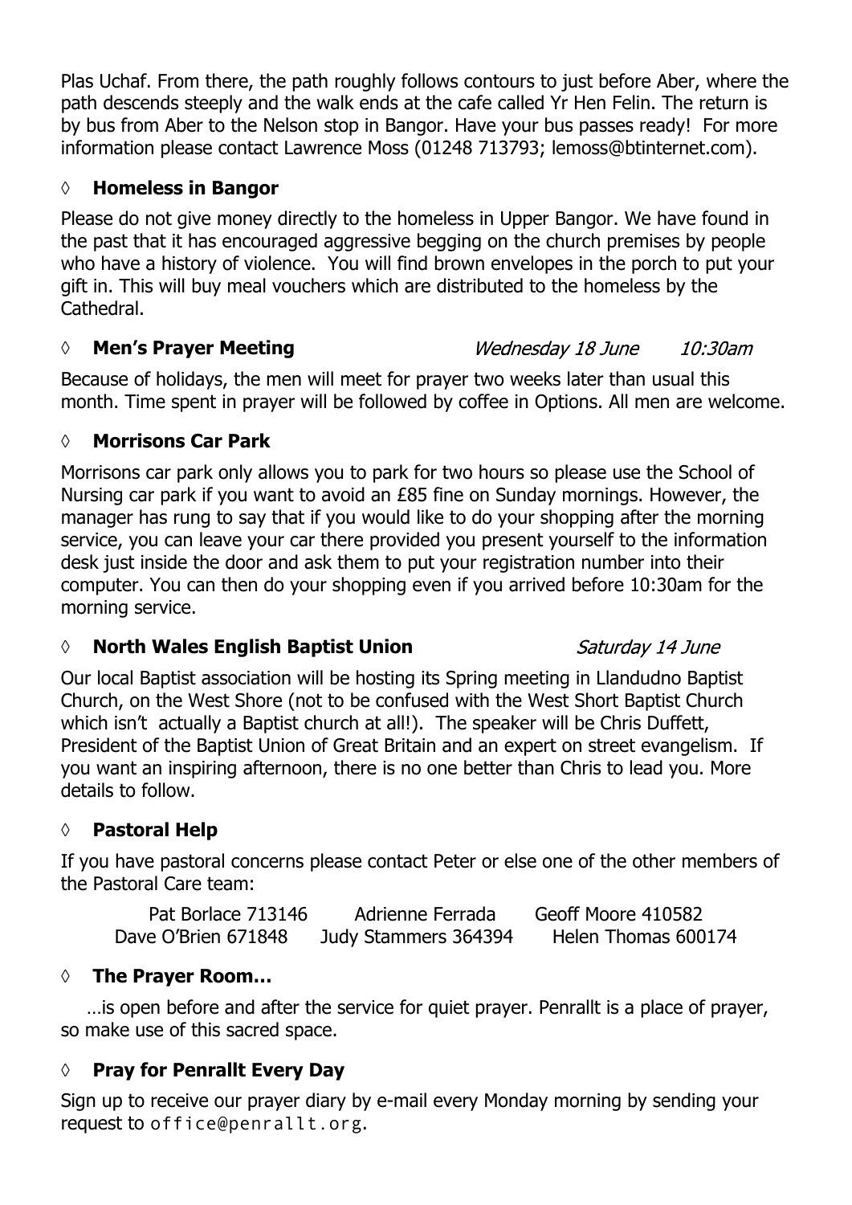Plas Uchaf. From there, the path roughly follows contours to just before Aber, where the path descends steeply and the walk ends at the cafe called Yr Hen Felin. The return is by bus from Aber to the Nelson stop in Bangor. Have your bus passes ready! For more information please contact Lawrence Moss (01248 713793; lemoss@btinternet.com).

### ◊ **Homeless in Bangor**

Please do not give money directly to the homeless in Upper Bangor. We have found in the past that it has encouraged aggressive begging on the church premises by people who have a history of violence. You will find brown envelopes in the porch to put your gift in. This will buy meal vouchers which are distributed to the homeless by the Cathedral.

### ◊ **Men's Prayer Meeting** *Wednesday 18 June 10:30am*

Because of holidays, the men will meet for prayer two weeks later than usual this month. Time spent in prayer will be followed by coffee in Options. All men are welcome.

### ◊ **Morrisons Car Park**

Morrisons car park only allows you to park for two hours so please use the School of Nursing car park if you want to avoid an £85 fine on Sunday mornings. However, the manager has rung to say that if you would like to do your shopping after the morning service, you can leave your car there provided you present yourself to the information desk just inside the door and ask them to put your registration number into their computer. You can then do your shopping even if you arrived before 10:30am for the morning service.

### ◊ **North Wales English Baptist Union** *Saturday 14 June*

Our local Baptist association will be hosting its Spring meeting in Llandudno Baptist Church, on the West Shore (not to be confused with the West Short Baptist Church which isn't actually a Baptist church at all!). The speaker will be Chris Duffett, President of the Baptist Union of Great Britain and an expert on street evangelism. If you want an inspiring afternoon, there is no one better than Chris to lead you. More details to follow.

### ◊ **Pastoral Help**

If you have pastoral concerns please contact Peter or else one of the other members of the Pastoral Care team:

| | | |
|---|---|---|
| Pat Borlace 713146 | Adrienne Ferrada | Geoff Moore 410582 |
| Dave O'Brien 671848 | Judy Stammers 364394 | Helen Thomas 600174 |

### ◊ **The Prayer Room…**

…is open before and after the service for quiet prayer. Penrallt is a place of prayer, so make use of this sacred space.

### ◊ **Pray for Penrallt Every Day**

Sign up to receive our prayer diary by e-mail every Monday morning by sending your request to `office@penrallt.org`.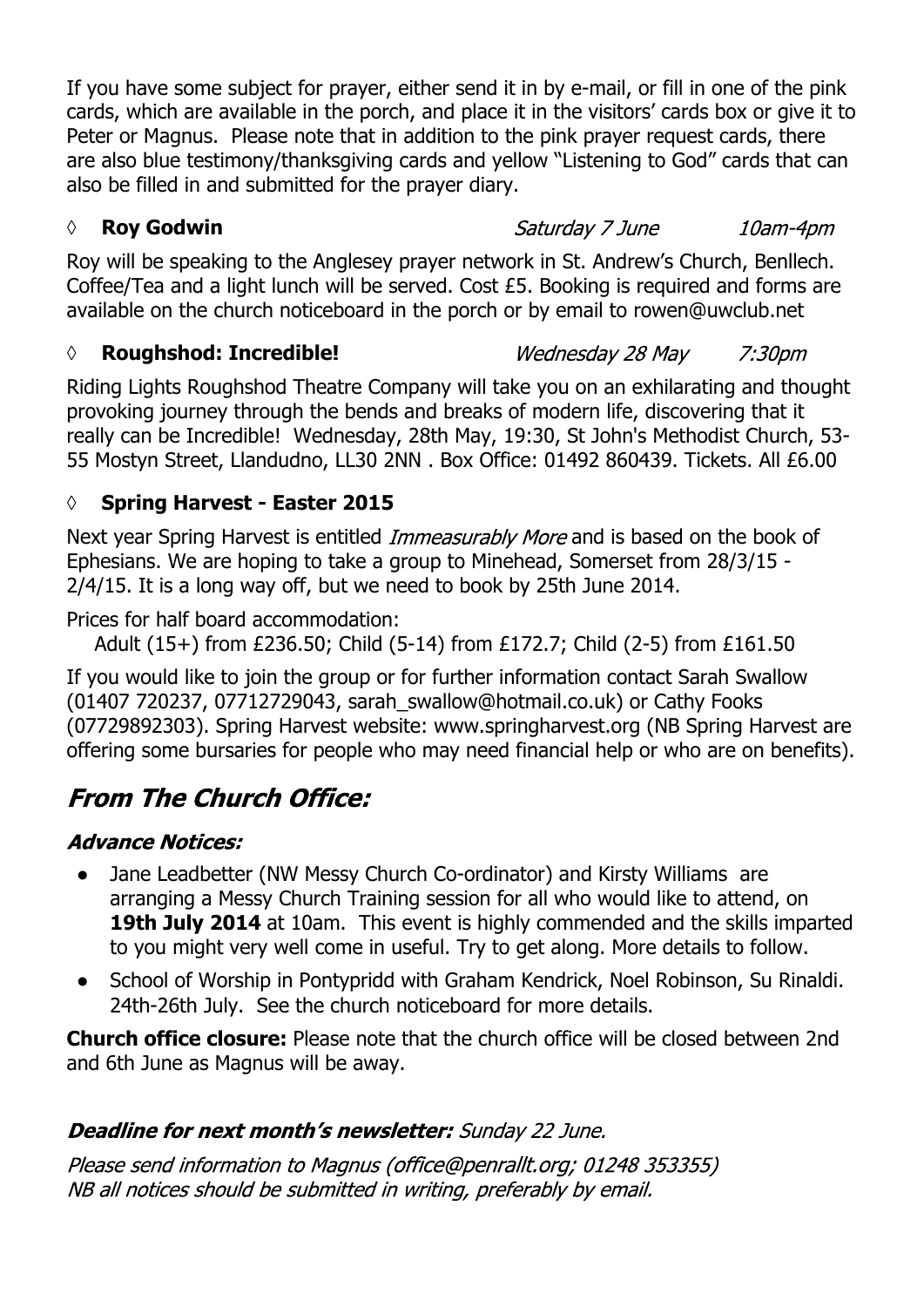If you have some subject for prayer, either send it in by e-mail, or fill in one of the pink cards, which are available in the porch, and place it in the visitors' cards box or give it to Peter or Magnus. Please note that in addition to the pink prayer request cards, there are also blue testimony/thanksgiving cards and yellow "Listening to God" cards that can also be filled in and submitted for the prayer diary.

◊ **Roy Godwin** *Saturday 7 June* *10am-4pm*

Roy will be speaking to the Anglesey prayer network in St. Andrew's Church, Benllech. Coffee/Tea and a light lunch will be served. Cost £5. Booking is required and forms are available on the church noticeboard in the porch or by email to rowen@uwclub.net

◊ **Roughshod: Incredible!** *Wednesday 28 May* *7:30pm*

Riding Lights Roughshod Theatre Company will take you on an exhilarating and thought provoking journey through the bends and breaks of modern life, discovering that it really can be Incredible! Wednesday, 28th May, 19:30, St John's Methodist Church, 53-55 Mostyn Street, Llandudno, LL30 2NN . Box Office: 01492 860439. Tickets. All £6.00

◊ **Spring Harvest - Easter 2015**

Next year Spring Harvest is entitled *Immeasurably More* and is based on the book of Ephesians. We are hoping to take a group to Minehead, Somerset from 28/3/15 - 2/4/15. It is a long way off, but we need to book by 25th June 2014.

Prices for half board accommodation:

Adult (15+) from £236.50; Child (5-14) from £172.7; Child (2-5) from £161.50

If you would like to join the group or for further information contact Sarah Swallow (01407 720237, 07712729043, sarah_swallow@hotmail.co.uk) or Cathy Fooks (07729892303). Spring Harvest website: www.springharvest.org (NB Spring Harvest are offering some bursaries for people who may need financial help or who are on benefits).

## From The Church Office:

### Advance Notices:

- Jane Leadbetter (NW Messy Church Co-ordinator) and Kirsty Williams are arranging a Messy Church Training session for all who would like to attend, on **19th July 2014** at 10am. This event is highly commended and the skills imparted to you might very well come in useful. Try to get along. More details to follow.
- School of Worship in Pontypridd with Graham Kendrick, Noel Robinson, Su Rinaldi. 24th-26th July. See the church noticeboard for more details.

**Church office closure:** Please note that the church office will be closed between 2nd and 6th June as Magnus will be away.

***Deadline for next month's newsletter:*** *Sunday 22 June.*

*Please send information to Magnus (office@penrallt.org; 01248 353355)*
*NB all notices should be submitted in writing, preferably by email.*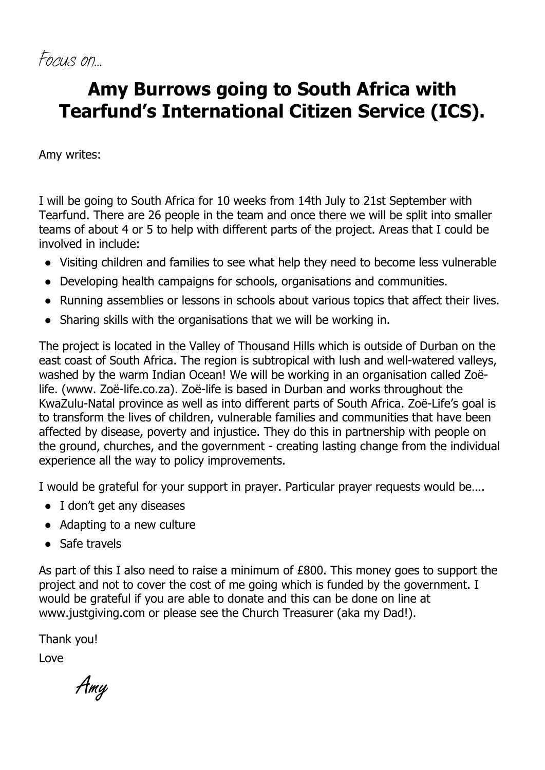*Focus on...*

# Amy Burrows going to South Africa with Tearfund's International Citizen Service (ICS).

Amy writes:

I will be going to South Africa for 10 weeks from 14th July to 21st September with Tearfund. There are 26 people in the team and once there we will be split into smaller teams of about 4 or 5 to help with different parts of the project. Areas that I could be involved in include:

- Visiting children and families to see what help they need to become less vulnerable
- Developing health campaigns for schools, organisations and communities.
- Running assemblies or lessons in schools about various topics that affect their lives.
- Sharing skills with the organisations that we will be working in.

The project is located in the Valley of Thousand Hills which is outside of Durban on the east coast of South Africa. The region is subtropical with lush and well-watered valleys, washed by the warm Indian Ocean! We will be working in an organisation called Zoë-life. (www. Zoë-life.co.za). Zoë-life is based in Durban and works throughout the KwaZulu-Natal province as well as into different parts of South Africa. Zoë-Life's goal is to transform the lives of children, vulnerable families and communities that have been affected by disease, poverty and injustice. They do this in partnership with people on the ground, churches, and the government - creating lasting change from the individual experience all the way to policy improvements.

I would be grateful for your support in prayer. Particular prayer requests would be….

- I don't get any diseases
- Adapting to a new culture
- Safe travels

As part of this I also need to raise a minimum of £800. This money goes to support the project and not to cover the cost of me going which is funded by the government. I would be grateful if you are able to donate and this can be done on line at www.justgiving.com or please see the Church Treasurer (aka my Dad!).

Thank you!

Love

*Amy*